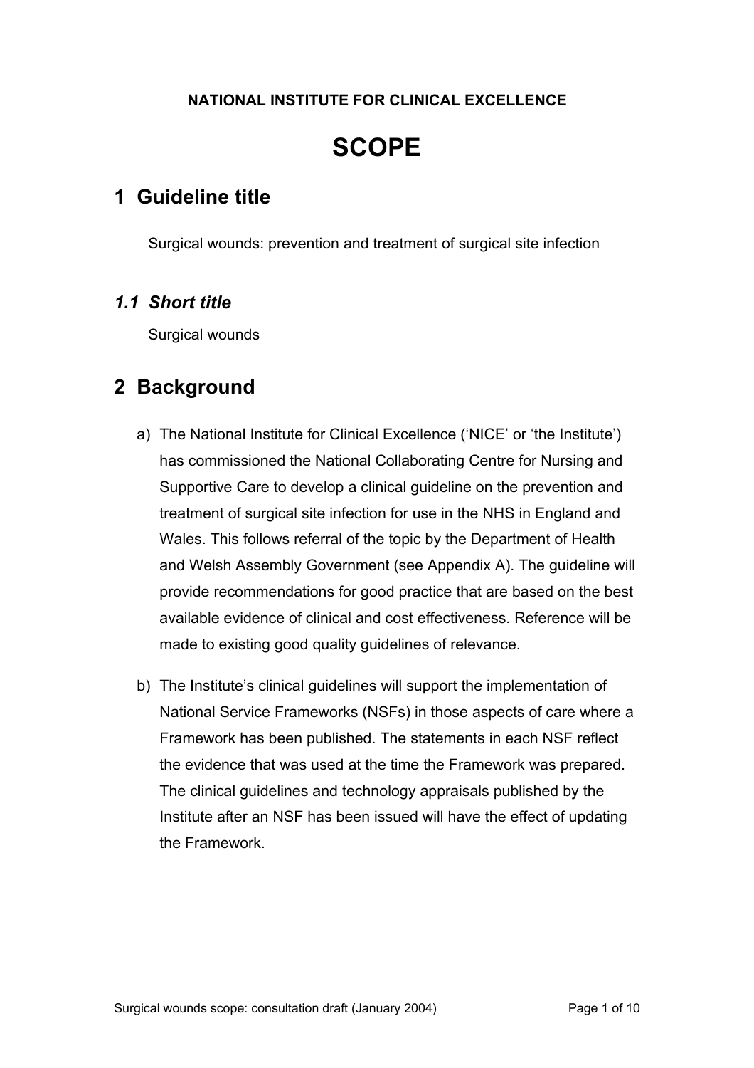**NATIONAL INSTITUTE FOR CLINICAL EXCELLENCE**

# SCOPE

## 1 Guideline title

Surgical wounds: prevention and treatment of surgical site infection

### *1.1 Short title*

Surgical wounds

## 2 Background

a) The National Institute for Clinical Excellence ('NICE' or 'the Institute') has commissioned the National Collaborating Centre for Nursing and Supportive Care to develop a clinical guideline on the prevention and treatment of surgical site infection for use in the NHS in England and Wales. This follows referral of the topic by the Department of Health and Welsh Assembly Government (see Appendix A). The guideline will provide recommendations for good practice that are based on the best available evidence of clinical and cost effectiveness. Reference will be made to existing good quality guidelines of relevance.

b) The Institute's clinical guidelines will support the implementation of National Service Frameworks (NSFs) in those aspects of care where a Framework has been published. The statements in each NSF reflect the evidence that was used at the time the Framework was prepared. The clinical guidelines and technology appraisals published by the Institute after an NSF has been issued will have the effect of updating the Framework.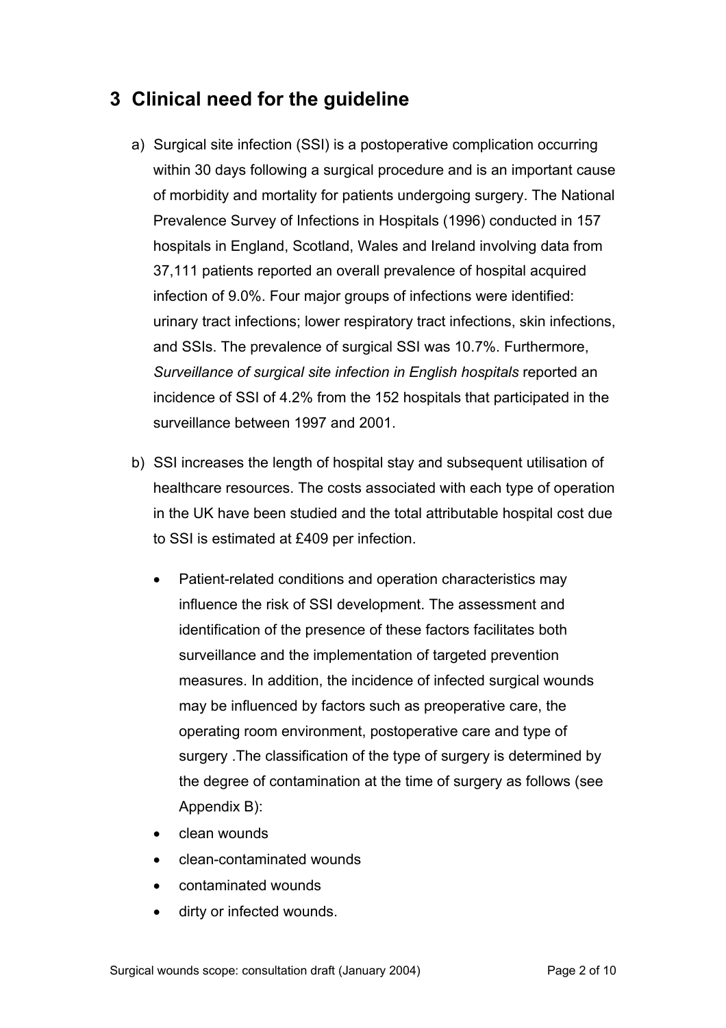## 3 Clinical need for the guideline

a) Surgical site infection (SSI) is a postoperative complication occurring within 30 days following a surgical procedure and is an important cause of morbidity and mortality for patients undergoing surgery. The National Prevalence Survey of Infections in Hospitals (1996) conducted in 157 hospitals in England, Scotland, Wales and Ireland involving data from 37,111 patients reported an overall prevalence of hospital acquired infection of 9.0%. Four major groups of infections were identified: urinary tract infections; lower respiratory tract infections, skin infections, and SSIs. The prevalence of surgical SSI was 10.7%. Furthermore, *Surveillance of surgical site infection in English hospitals* reported an incidence of SSI of 4.2% from the 152 hospitals that participated in the surveillance between 1997 and 2001.

b) SSI increases the length of hospital stay and subsequent utilisation of healthcare resources. The costs associated with each type of operation in the UK have been studied and the total attributable hospital cost due to SSI is estimated at £409 per infection.

- Patient-related conditions and operation characteristics may influence the risk of SSI development. The assessment and identification of the presence of these factors facilitates both surveillance and the implementation of targeted prevention measures. In addition, the incidence of infected surgical wounds may be influenced by factors such as preoperative care, the operating room environment, postoperative care and type of surgery .The classification of the type of surgery is determined by the degree of contamination at the time of surgery as follows (see Appendix B):
- clean wounds
- clean-contaminated wounds
- contaminated wounds
- dirty or infected wounds.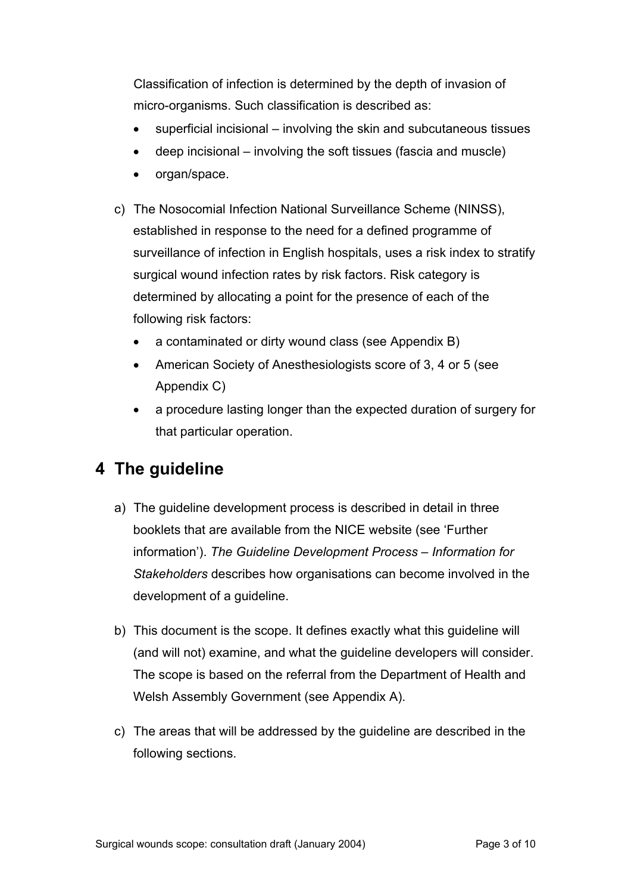Classification of infection is determined by the depth of invasion of micro-organisms. Such classification is described as:

- superficial incisional – involving the skin and subcutaneous tissues
- deep incisional – involving the soft tissues (fascia and muscle)
- organ/space.

c) The Nosocomial Infection National Surveillance Scheme (NINSS), established in response to the need for a defined programme of surveillance of infection in English hospitals, uses a risk index to stratify surgical wound infection rates by risk factors. Risk category is determined by allocating a point for the presence of each of the following risk factors:

   - a contaminated or dirty wound class (see Appendix B)
   - American Society of Anesthesiologists score of 3, 4 or 5 (see Appendix C)
   - a procedure lasting longer than the expected duration of surgery for that particular operation.

## 4 The guideline

a) The guideline development process is described in detail in three booklets that are available from the NICE website (see 'Further information'). *The Guideline Development Process – Information for Stakeholders* describes how organisations can become involved in the development of a guideline.

b) This document is the scope. It defines exactly what this guideline will (and will not) examine, and what the guideline developers will consider. The scope is based on the referral from the Department of Health and Welsh Assembly Government (see Appendix A).

c) The areas that will be addressed by the guideline are described in the following sections.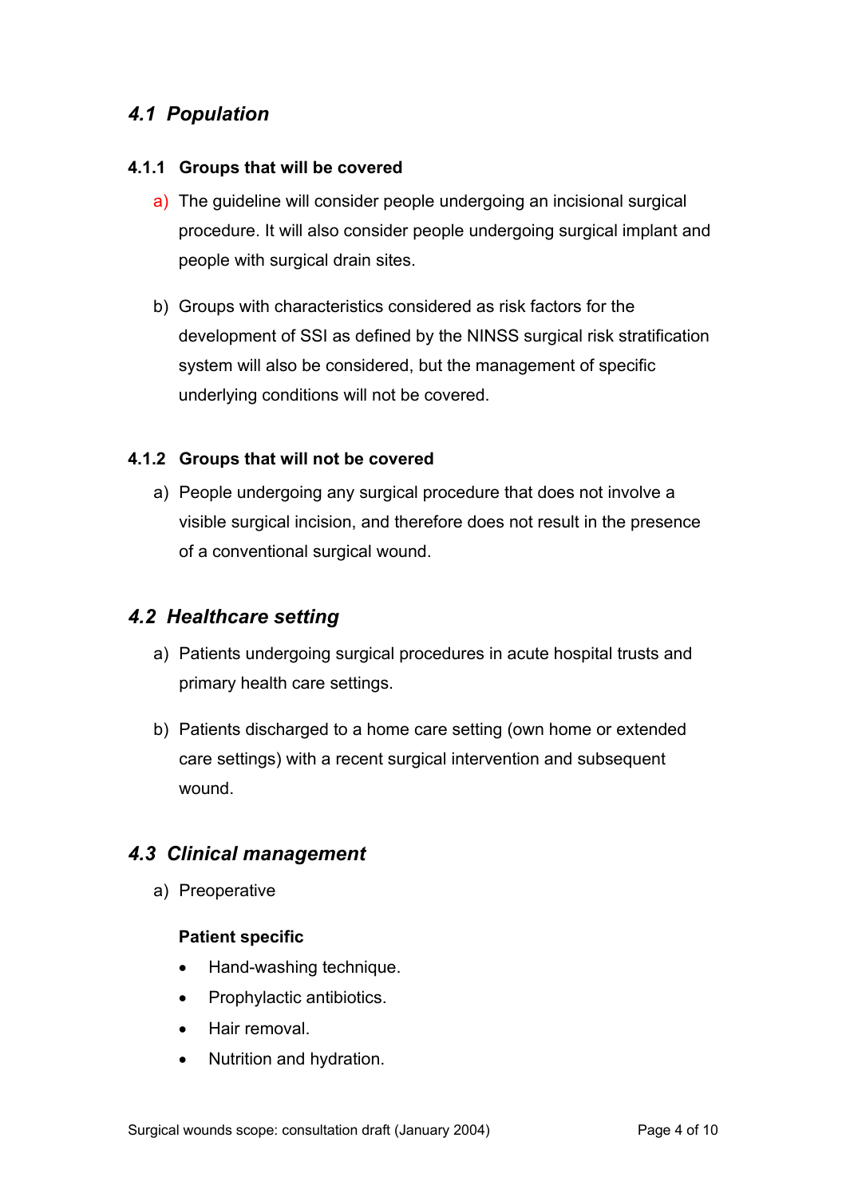## *4.1 Population*

### 4.1.1 Groups that will be covered

a) The guideline will consider people undergoing an incisional surgical procedure. It will also consider people undergoing surgical implant and people with surgical drain sites.

b) Groups with characteristics considered as risk factors for the development of SSI as defined by the NINSS surgical risk stratification system will also be considered, but the management of specific underlying conditions will not be covered.

### 4.1.2 Groups that will not be covered

a) People undergoing any surgical procedure that does not involve a visible surgical incision, and therefore does not result in the presence of a conventional surgical wound.

## *4.2 Healthcare setting*

a) Patients undergoing surgical procedures in acute hospital trusts and primary health care settings.

b) Patients discharged to a home care setting (own home or extended care settings) with a recent surgical intervention and subsequent wound.

## *4.3 Clinical management*

a) Preoperative

**Patient specific**

- Hand-washing technique.
- Prophylactic antibiotics.
- Hair removal.
- Nutrition and hydration.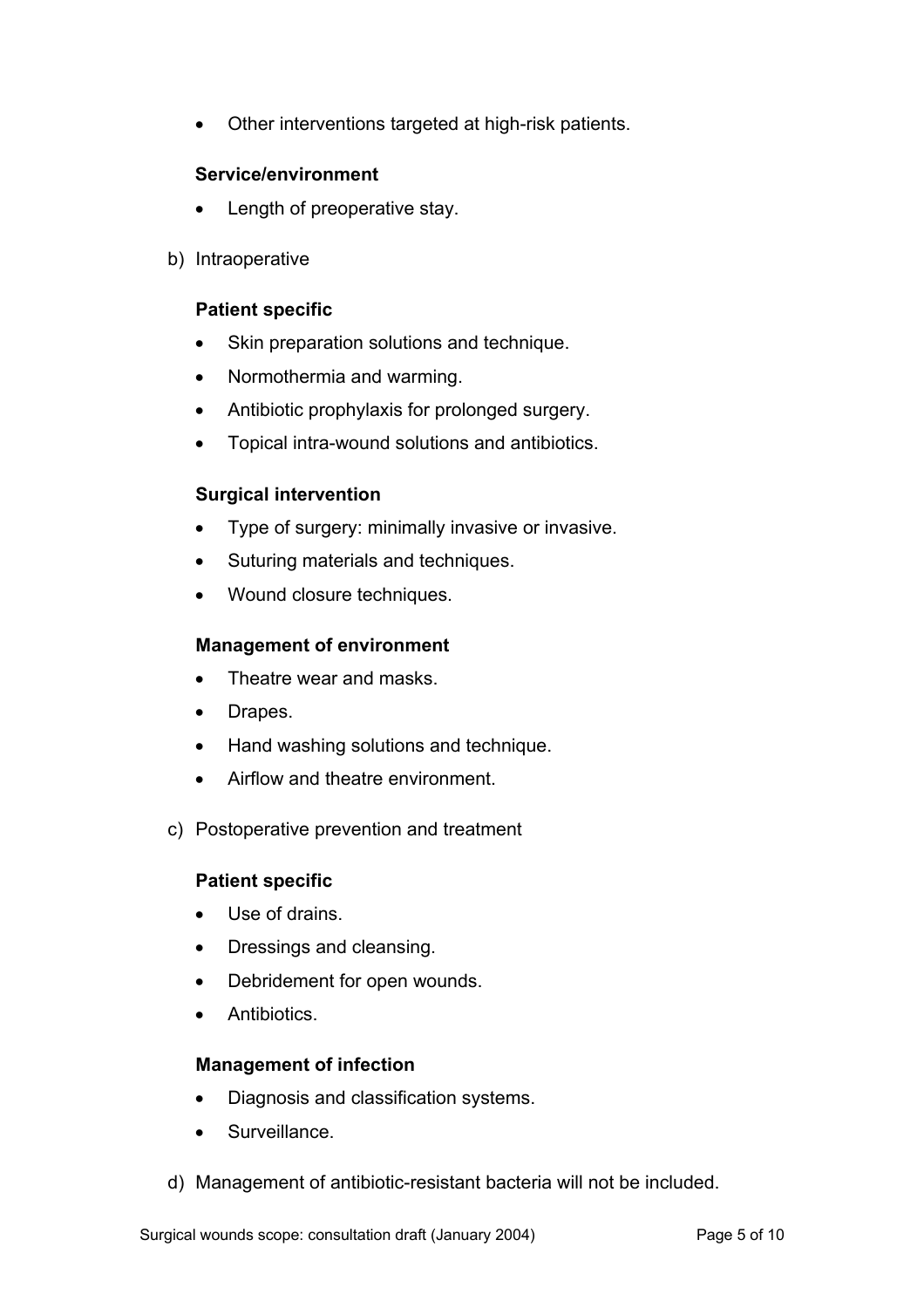- Other interventions targeted at high-risk patients.

**Service/environment**

- Length of preoperative stay.

b) Intraoperative

**Patient specific**

- Skin preparation solutions and technique.
- Normothermia and warming.
- Antibiotic prophylaxis for prolonged surgery.
- Topical intra-wound solutions and antibiotics.

**Surgical intervention**

- Type of surgery: minimally invasive or invasive.
- Suturing materials and techniques.
- Wound closure techniques.

**Management of environment**

- Theatre wear and masks.
- Drapes.
- Hand washing solutions and technique.
- Airflow and theatre environment.

c) Postoperative prevention and treatment

**Patient specific**

- Use of drains.
- Dressings and cleansing.
- Debridement for open wounds.
- Antibiotics.

**Management of infection**

- Diagnosis and classification systems.
- Surveillance.

d) Management of antibiotic-resistant bacteria will not be included.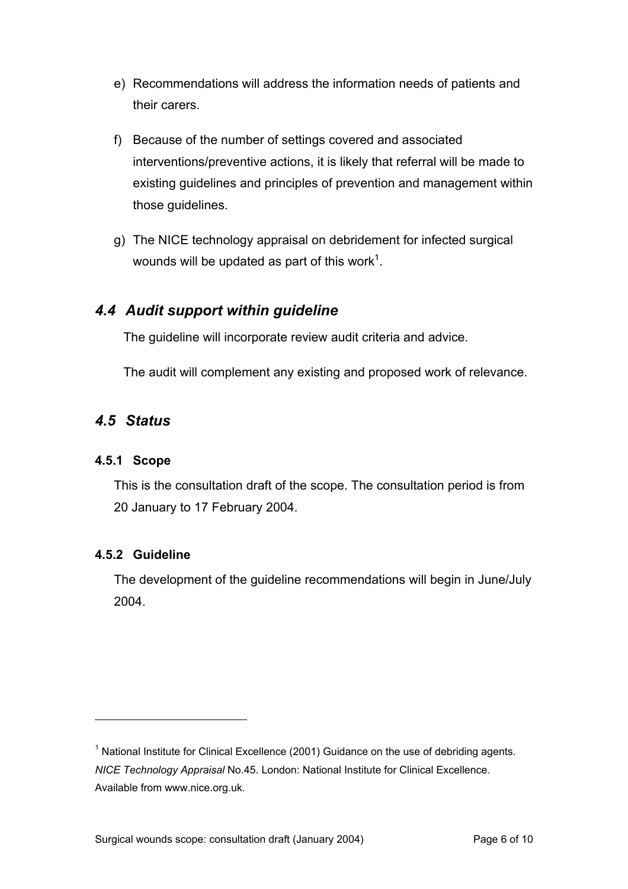e) Recommendations will address the information needs of patients and their carers.

f) Because of the number of settings covered and associated interventions/preventive actions, it is likely that referral will be made to existing guidelines and principles of prevention and management within those guidelines.

g) The NICE technology appraisal on debridement for infected surgical wounds will be updated as part of this work[1].

## *4.4 Audit support within guideline*

The guideline will incorporate review audit criteria and advice.

The audit will complement any existing and proposed work of relevance.

## *4.5 Status*

### 4.5.1 Scope

This is the consultation draft of the scope. The consultation period is from 20 January to 17 February 2004.

### 4.5.2 Guideline

The development of the guideline recommendations will begin in June/July 2004.

---

[1] National Institute for Clinical Excellence (2001) Guidance on the use of debriding agents. *NICE Technology Appraisal* No.45. London: National Institute for Clinical Excellence. Available from www.nice.org.uk.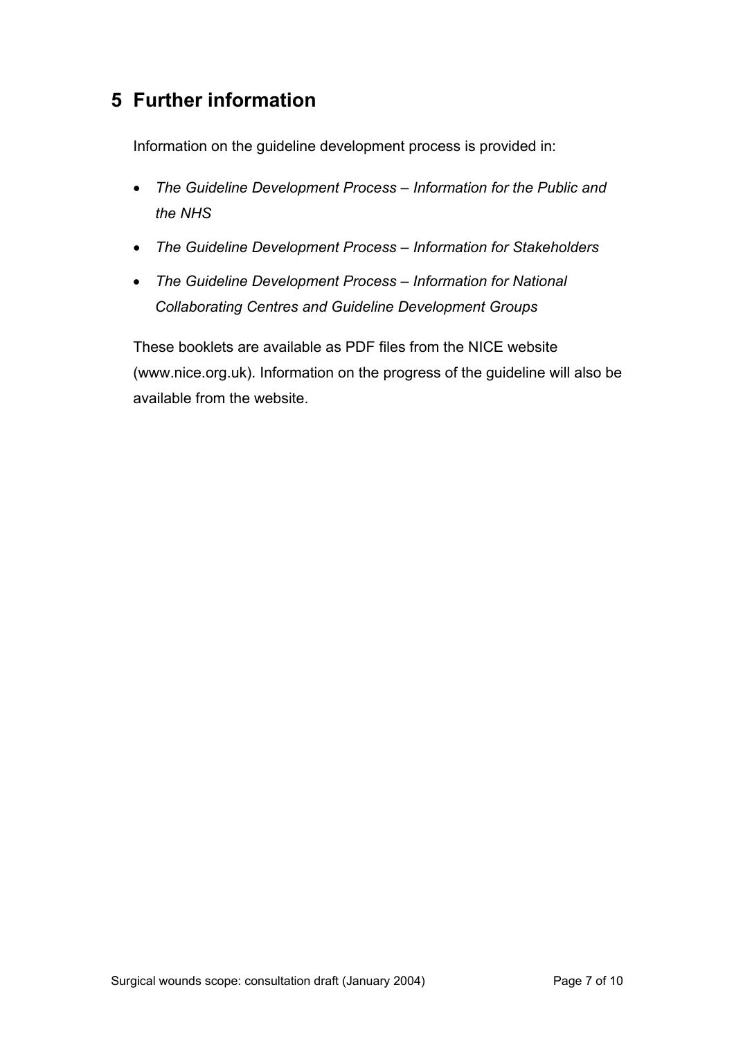## 5 Further information

Information on the guideline development process is provided in:

- *The Guideline Development Process – Information for the Public and the NHS*
- *The Guideline Development Process – Information for Stakeholders*
- *The Guideline Development Process – Information for National Collaborating Centres and Guideline Development Groups*

These booklets are available as PDF files from the NICE website (www.nice.org.uk). Information on the progress of the guideline will also be available from the website.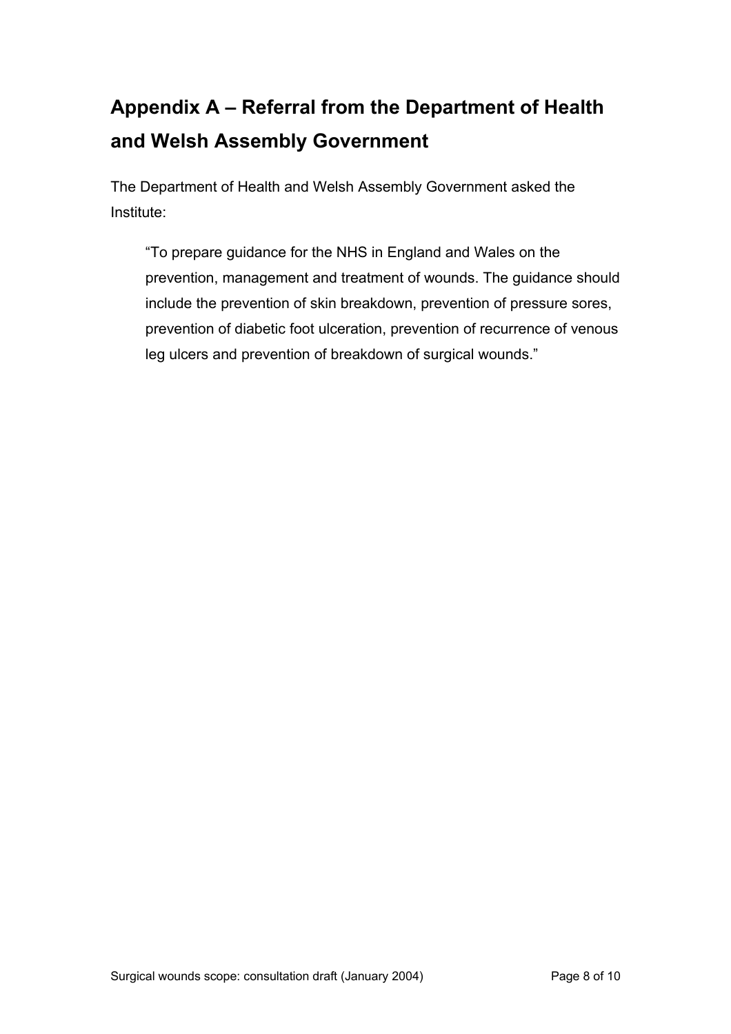# Appendix A – Referral from the Department of Health and Welsh Assembly Government

The Department of Health and Welsh Assembly Government asked the Institute:

> "To prepare guidance for the NHS in England and Wales on the prevention, management and treatment of wounds. The guidance should include the prevention of skin breakdown, prevention of pressure sores, prevention of diabetic foot ulceration, prevention of recurrence of venous leg ulcers and prevention of breakdown of surgical wounds."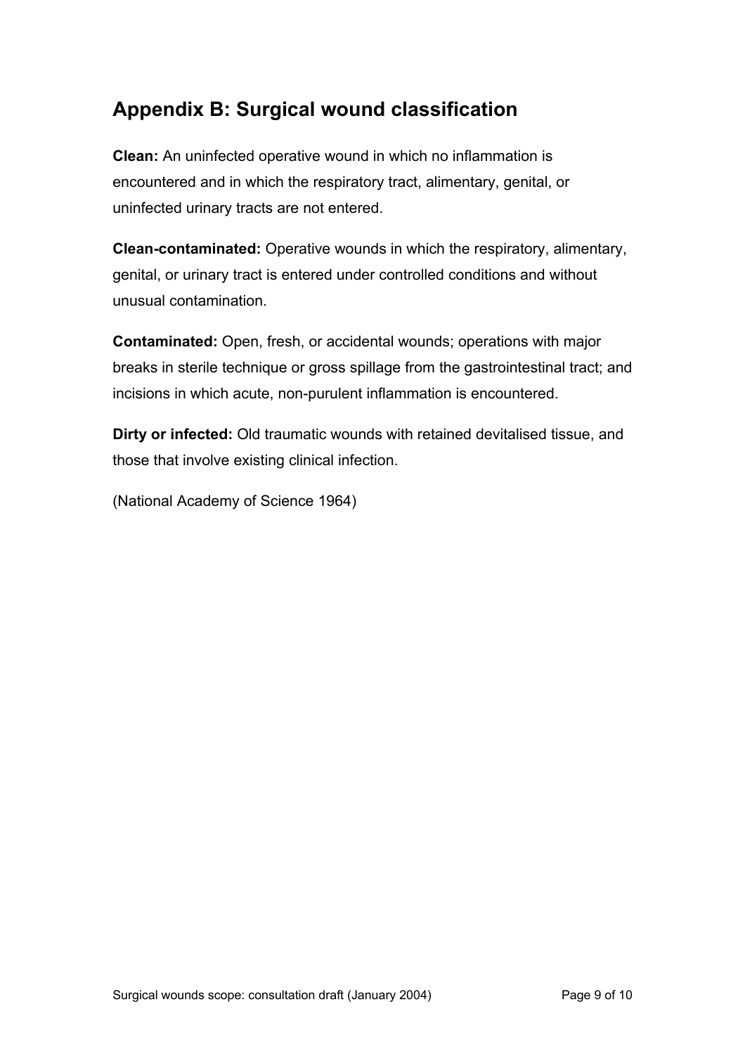## Appendix B: Surgical wound classification

**Clean:** An uninfected operative wound in which no inflammation is encountered and in which the respiratory tract, alimentary, genital, or uninfected urinary tracts are not entered.

**Clean-contaminated:** Operative wounds in which the respiratory, alimentary, genital, or urinary tract is entered under controlled conditions and without unusual contamination.

**Contaminated:** Open, fresh, or accidental wounds; operations with major breaks in sterile technique or gross spillage from the gastrointestinal tract; and incisions in which acute, non-purulent inflammation is encountered.

**Dirty or infected:** Old traumatic wounds with retained devitalised tissue, and those that involve existing clinical infection.

(National Academy of Science 1964)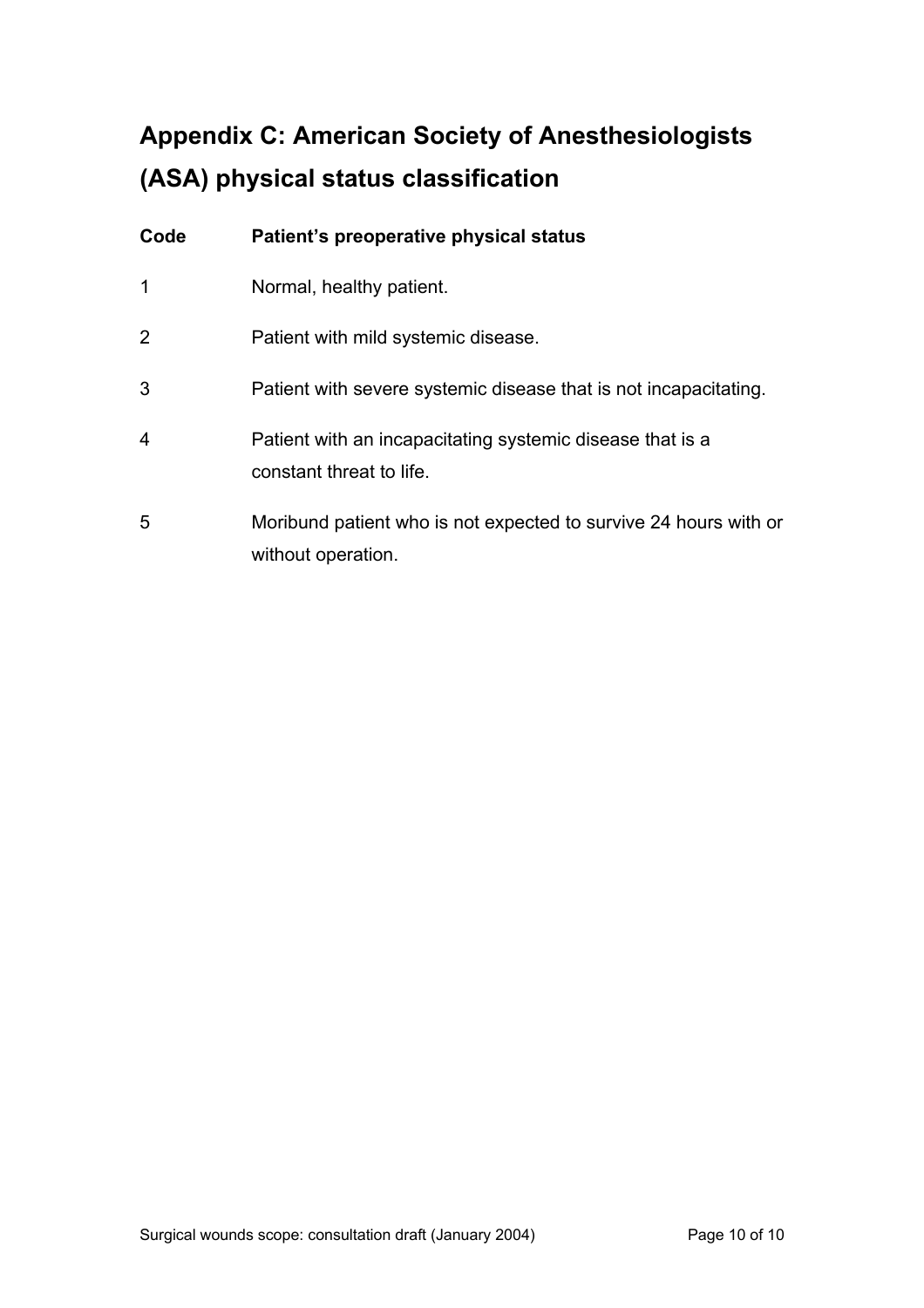# Appendix C: American Society of Anesthesiologists (ASA) physical status classification

| Code | Patient's preoperative physical status |
| --- | --- |
| 1 | Normal, healthy patient. |
| 2 | Patient with mild systemic disease. |
| 3 | Patient with severe systemic disease that is not incapacitating. |
| 4 | Patient with an incapacitating systemic disease that is a constant threat to life. |
| 5 | Moribund patient who is not expected to survive 24 hours with or without operation. |